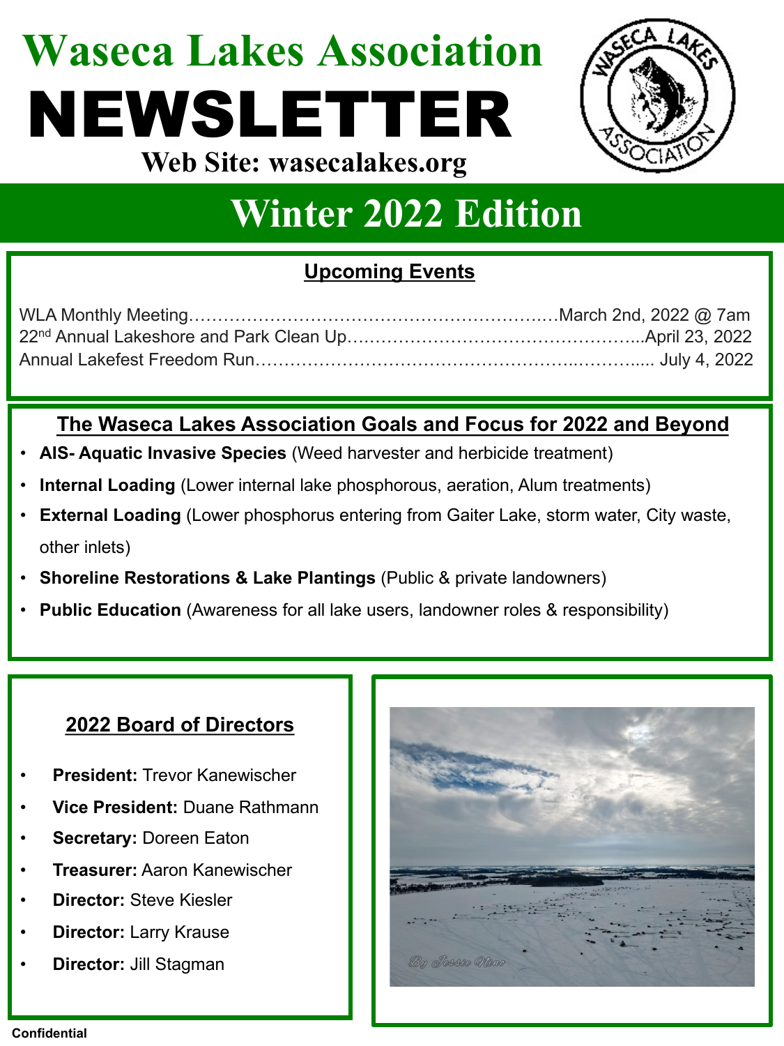# Waseca Lakes Association

# NEWSLETTER

**Web Site: wasecalakes.org**

## Winter 2022 Edition

### Upcoming Events

WLA Monthly Meeting……………………………………………………….March 2nd, 2022 @ 7am
22nd Annual Lakeshore and Park Clean Up…………………………………………..April 23, 2022
Annual Lakefest Freedom Run…………………………………………….………..... July 4, 2022

### The Waseca Lakes Association Goals and Focus for 2022 and Beyond

- **AIS- Aquatic Invasive Species** (Weed harvester and herbicide treatment)
- **Internal Loading** (Lower internal lake phosphorous, aeration, Alum treatments)
- **External Loading** (Lower phosphorus entering from Gaiter Lake, storm water, City waste, other inlets)
- **Shoreline Restorations & Lake Plantings** (Public & private landowners)
- **Public Education** (Awareness for all lake users, landowner roles & responsibility)

### 2022 Board of Directors

- **President:** Trevor Kanewischer
- **Vice President:** Duane Rathmann
- **Secretary:** Doreen Eaton
- **Treasurer:** Aaron Kanewischer
- **Director:** Steve Kiesler
- **Director:** Larry Krause
- **Director:** Jill Stagman

Confidential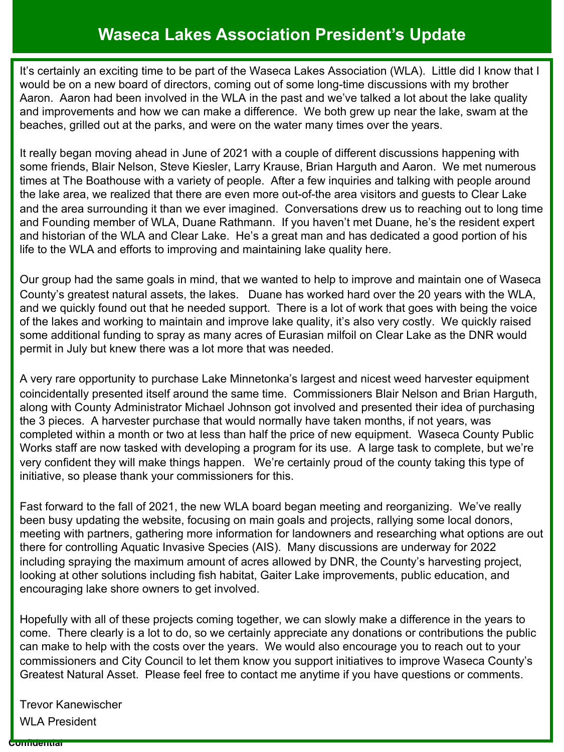# Waseca Lakes Association President's Update

It's certainly an exciting time to be part of the Waseca Lakes Association (WLA). Little did I know that I would be on a new board of directors, coming out of some long-time discussions with my brother Aaron. Aaron had been involved in the WLA in the past and we've talked a lot about the lake quality and improvements and how we can make a difference. We both grew up near the lake, swam at the beaches, grilled out at the parks, and were on the water many times over the years.

It really began moving ahead in June of 2021 with a couple of different discussions happening with some friends, Blair Nelson, Steve Kiesler, Larry Krause, Brian Harguth and Aaron. We met numerous times at The Boathouse with a variety of people. After a few inquiries and talking with people around the lake area, we realized that there are even more out-of-the area visitors and guests to Clear Lake and the area surrounding it than we ever imagined. Conversations drew us to reaching out to long time and Founding member of WLA, Duane Rathmann. If you haven't met Duane, he's the resident expert and historian of the WLA and Clear Lake. He's a great man and has dedicated a good portion of his life to the WLA and efforts to improving and maintaining lake quality here.

Our group had the same goals in mind, that we wanted to help to improve and maintain one of Waseca County's greatest natural assets, the lakes. Duane has worked hard over the 20 years with the WLA, and we quickly found out that he needed support. There is a lot of work that goes with being the voice of the lakes and working to maintain and improve lake quality, it's also very costly. We quickly raised some additional funding to spray as many acres of Eurasian milfoil on Clear Lake as the DNR would permit in July but knew there was a lot more that was needed.

A very rare opportunity to purchase Lake Minnetonka's largest and nicest weed harvester equipment coincidentally presented itself around the same time. Commissioners Blair Nelson and Brian Harguth, along with County Administrator Michael Johnson got involved and presented their idea of purchasing the 3 pieces. A harvester purchase that would normally have taken months, if not years, was completed within a month or two at less than half the price of new equipment. Waseca County Public Works staff are now tasked with developing a program for its use. A large task to complete, but we're very confident they will make things happen. We're certainly proud of the county taking this type of initiative, so please thank your commissioners for this.

Fast forward to the fall of 2021, the new WLA board began meeting and reorganizing. We've really been busy updating the website, focusing on main goals and projects, rallying some local donors, meeting with partners, gathering more information for landowners and researching what options are out there for controlling Aquatic Invasive Species (AIS). Many discussions are underway for 2022 including spraying the maximum amount of acres allowed by DNR, the County's harvesting project, looking at other solutions including fish habitat, Gaiter Lake improvements, public education, and encouraging lake shore owners to get involved.

Hopefully with all of these projects coming together, we can slowly make a difference in the years to come. There clearly is a lot to do, so we certainly appreciate any donations or contributions the public can make to help with the costs over the years. We would also encourage you to reach out to your commissioners and City Council to let them know you support initiatives to improve Waseca County's Greatest Natural Asset. Please feel free to contact me anytime if you have questions or comments.

Trevor Kanewischer

WLA President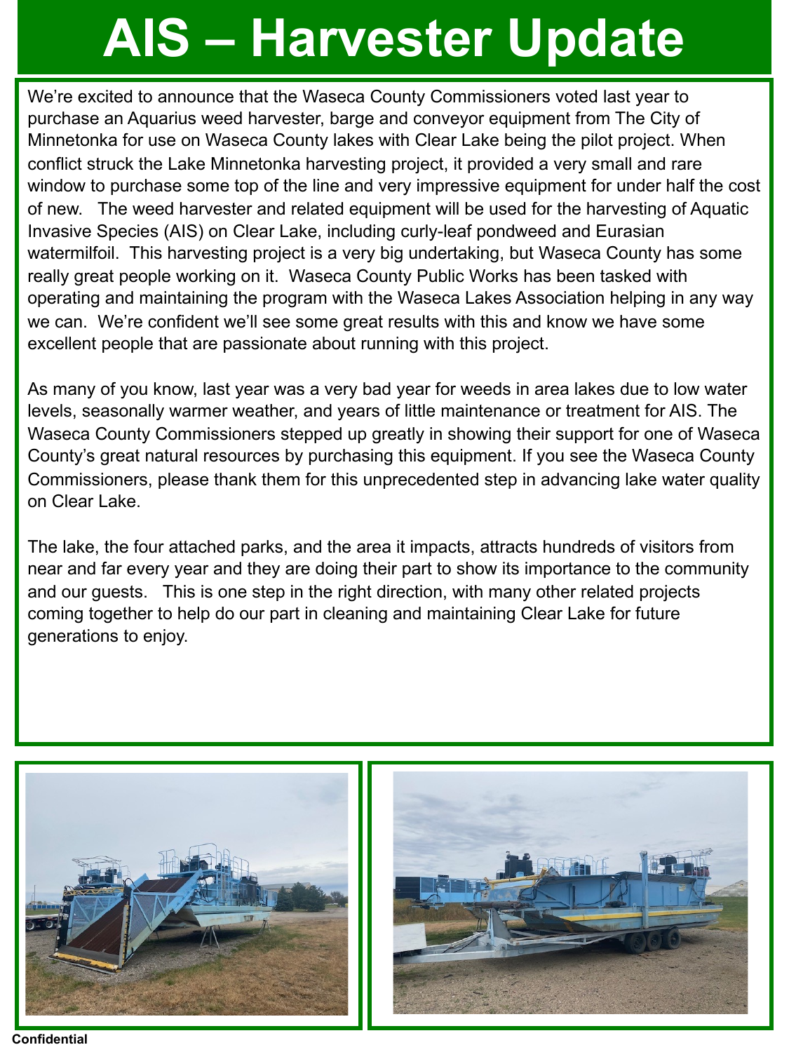# AIS – Harvester Update

We're excited to announce that the Waseca County Commissioners voted last year to purchase an Aquarius weed harvester, barge and conveyor equipment from The City of Minnetonka for use on Waseca County lakes with Clear Lake being the pilot project. When conflict struck the Lake Minnetonka harvesting project, it provided a very small and rare window to purchase some top of the line and very impressive equipment for under half the cost of new. The weed harvester and related equipment will be used for the harvesting of Aquatic Invasive Species (AIS) on Clear Lake, including curly-leaf pondweed and Eurasian watermilfoil. This harvesting project is a very big undertaking, but Waseca County has some really great people working on it. Waseca County Public Works has been tasked with operating and maintaining the program with the Waseca Lakes Association helping in any way we can. We're confident we'll see some great results with this and know we have some excellent people that are passionate about running with this project.

As many of you know, last year was a very bad year for weeds in area lakes due to low water levels, seasonally warmer weather, and years of little maintenance or treatment for AIS. The Waseca County Commissioners stepped up greatly in showing their support for one of Waseca County's great natural resources by purchasing this equipment. If you see the Waseca County Commissioners, please thank them for this unprecedented step in advancing lake water quality on Clear Lake.

The lake, the four attached parks, and the area it impacts, attracts hundreds of visitors from near and far every year and they are doing their part to show its importance to the community and our guests. This is one step in the right direction, with many other related projects coming together to help do our part in cleaning and maintaining Clear Lake for future generations to enjoy.

**Confidential**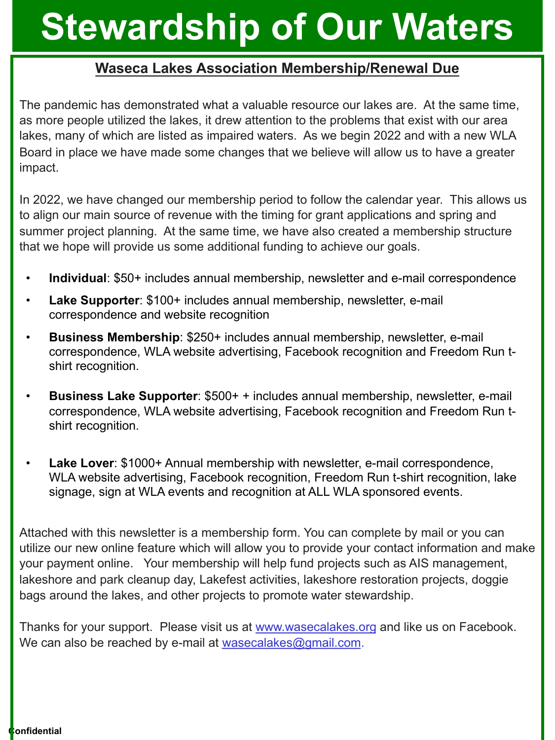# Stewardship of Our Waters

## Waseca Lakes Association Membership/Renewal Due

The pandemic has demonstrated what a valuable resource our lakes are. At the same time, as more people utilized the lakes, it drew attention to the problems that exist with our area lakes, many of which are listed as impaired waters. As we begin 2022 and with a new WLA Board in place we have made some changes that we believe will allow us to have a greater impact.

In 2022, we have changed our membership period to follow the calendar year. This allows us to align our main source of revenue with the timing for grant applications and spring and summer project planning. At the same time, we have also created a membership structure that we hope will provide us some additional funding to achieve our goals.

- **Individual**: $50+ includes annual membership, newsletter and e-mail correspondence
- **Lake Supporter**: $100+ includes annual membership, newsletter, e-mail correspondence and website recognition
- **Business Membership**: $250+ includes annual membership, newsletter, e-mail correspondence, WLA website advertising, Facebook recognition and Freedom Run t-shirt recognition.
- **Business Lake Supporter**: $500+ + includes annual membership, newsletter, e-mail correspondence, WLA website advertising, Facebook recognition and Freedom Run t-shirt recognition.
- **Lake Lover**: $1000+ Annual membership with newsletter, e-mail correspondence, WLA website advertising, Facebook recognition, Freedom Run t-shirt recognition, lake signage, sign at WLA events and recognition at ALL WLA sponsored events.

Attached with this newsletter is a membership form. You can complete by mail or you can utilize our new online feature which will allow you to provide your contact information and make your payment online. Your membership will help fund projects such as AIS management, lakeshore and park cleanup day, Lakefest activities, lakeshore restoration projects, doggie bags around the lakes, and other projects to promote water stewardship.

Thanks for your support. Please visit us at [www.wasecalakes.org](http://www.wasecalakes.org) and like us on Facebook. We can also be reached by e-mail at [wasecalakes@gmail.com](mailto:wasecalakes@gmail.com).

Confidential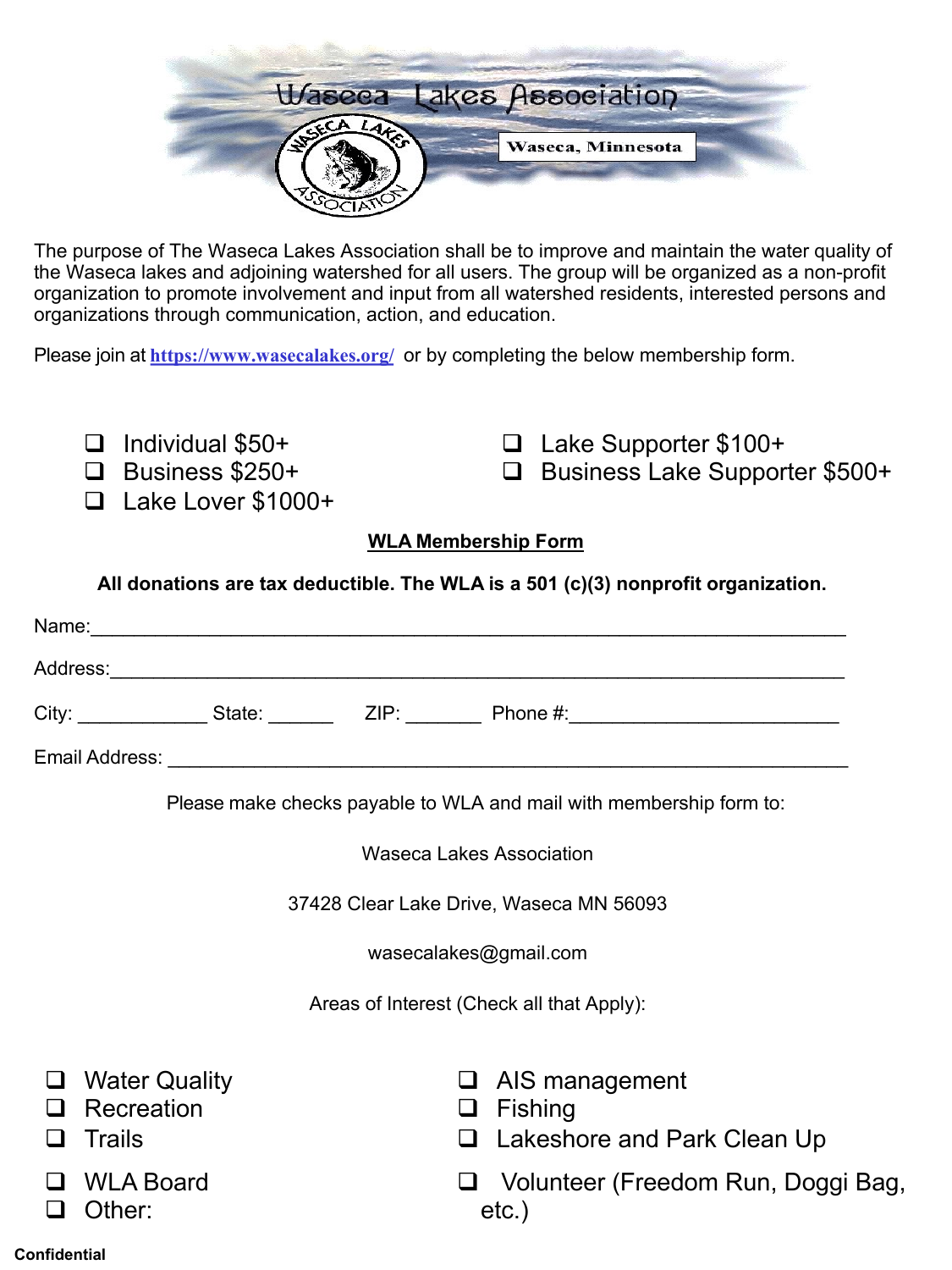# Waseca Lakes Association

Waseca, Minnesota

The purpose of The Waseca Lakes Association shall be to improve and maintain the water quality of the Waseca lakes and adjoining watershed for all users. The group will be organized as a non-profit organization to promote involvement and input from all watershed residents, interested persons and organizations through communication, action, and education.

Please join at [https://www.wasecalakes.org/](https://www.wasecalakes.org/) or by completing the below membership form.

- ❑ Individual $50+
- ❑ Business $250+
- ❑ Lake Lover $1000+
- ❑ Lake Supporter $100+
- ❑ Business Lake Supporter $500+

## WLA Membership Form

**All donations are tax deductible. The WLA is a 501 (c)(3) nonprofit organization.**

Name:_______________________________________________________________________

Address:_____________________________________________________________________

City: ____________ State: ______ ZIP: _______ Phone #:_________________________

Email Address: _______________________________________________________________

Please make checks payable to WLA and mail with membership form to:

Waseca Lakes Association

37428 Clear Lake Drive, Waseca MN 56093

wasecalakes@gmail.com

Areas of Interest (Check all that Apply):

- ❑ Water Quality
- ❑ Recreation
- ❑ Trails
- ❑ WLA Board
- ❑ Other:
- ❑ AIS management
- ❑ Fishing
- ❑ Lakeshore and Park Clean Up
- ❑ Volunteer (Freedom Run, Doggi Bag, etc.)

Confidential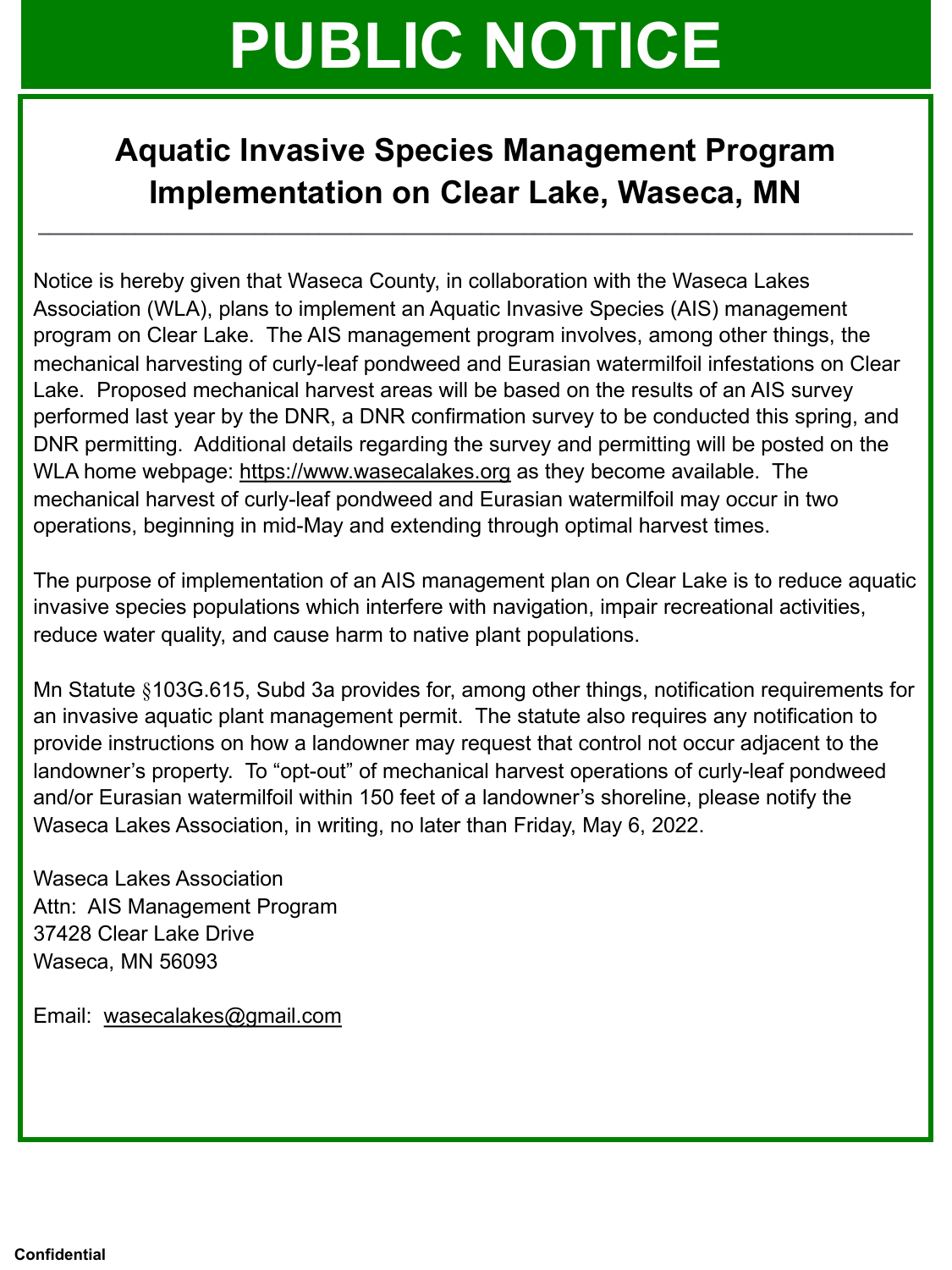# PUBLIC NOTICE

## Aquatic Invasive Species Management Program Implementation on Clear Lake, Waseca, MN

---

Notice is hereby given that Waseca County, in collaboration with the Waseca Lakes Association (WLA), plans to implement an Aquatic Invasive Species (AIS) management program on Clear Lake. The AIS management program involves, among other things, the mechanical harvesting of curly-leaf pondweed and Eurasian watermilfoil infestations on Clear Lake. Proposed mechanical harvest areas will be based on the results of an AIS survey performed last year by the DNR, a DNR confirmation survey to be conducted this spring, and DNR permitting. Additional details regarding the survey and permitting will be posted on the WLA home webpage: https://www.wasecalakes.org as they become available. The mechanical harvest of curly-leaf pondweed and Eurasian watermilfoil may occur in two operations, beginning in mid-May and extending through optimal harvest times.

The purpose of implementation of an AIS management plan on Clear Lake is to reduce aquatic invasive species populations which interfere with navigation, impair recreational activities, reduce water quality, and cause harm to native plant populations.

Mn Statute §103G.615, Subd 3a provides for, among other things, notification requirements for an invasive aquatic plant management permit. The statute also requires any notification to provide instructions on how a landowner may request that control not occur adjacent to the landowner's property. To "opt-out" of mechanical harvest operations of curly-leaf pondweed and/or Eurasian watermilfoil within 150 feet of a landowner's shoreline, please notify the Waseca Lakes Association, in writing, no later than Friday, May 6, 2022.

Waseca Lakes Association
Attn: AIS Management Program
37428 Clear Lake Drive
Waseca, MN 56093

Email: wasecalakes@gmail.com

**Confidential**